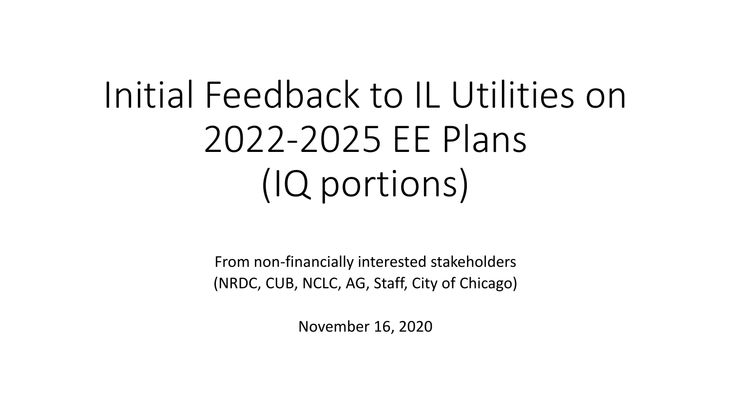# Initial Feedback to IL Utilities on 2022-2025 EE Plans (IQ portions)

From non-financially interested stakeholders
(NRDC, CUB, NCLC, AG, Staff, City of Chicago)

November 16, 2020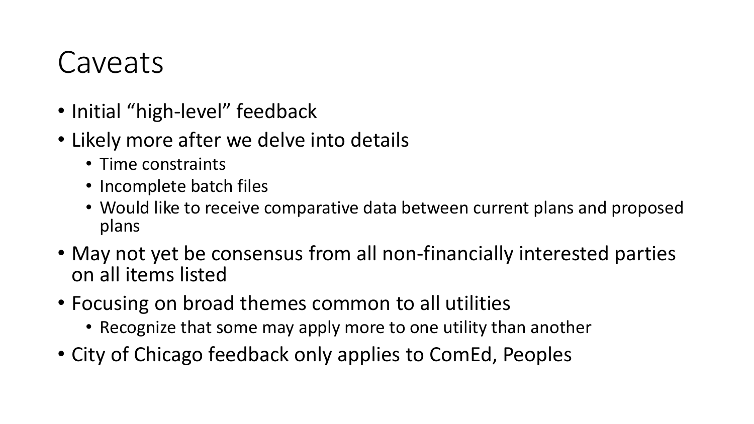# Caveats

- Initial "high-level" feedback
- Likely more after we delve into details
  - Time constraints
  - Incomplete batch files
  - Would like to receive comparative data between current plans and proposed plans
- May not yet be consensus from all non-financially interested parties on all items listed
- Focusing on broad themes common to all utilities
  - Recognize that some may apply more to one utility than another
- City of Chicago feedback only applies to ComEd, Peoples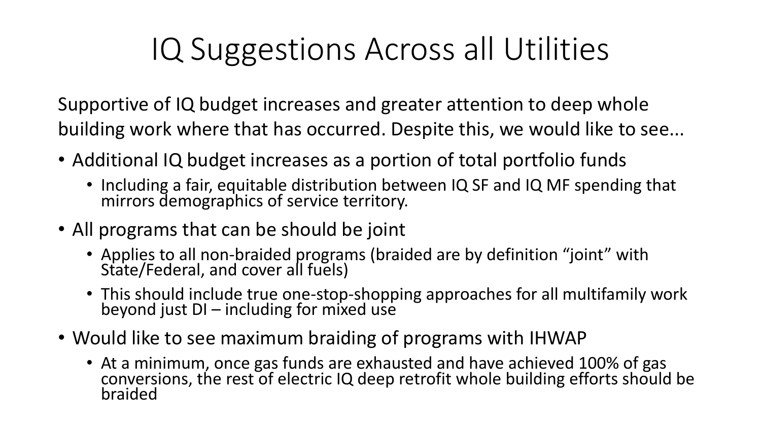# IQ Suggestions Across all Utilities

Supportive of IQ budget increases and greater attention to deep whole building work where that has occurred. Despite this, we would like to see...

- Additional IQ budget increases as a portion of total portfolio funds
  - Including a fair, equitable distribution between IQ SF and IQ MF spending that mirrors demographics of service territory.
- All programs that can be should be joint
  - Applies to all non-braided programs (braided are by definition "joint" with State/Federal, and cover all fuels)
  - This should include true one-stop-shopping approaches for all multifamily work beyond just DI – including for mixed use
- Would like to see maximum braiding of programs with IHWAP
  - At a minimum, once gas funds are exhausted and have achieved 100% of gas conversions, the rest of electric IQ deep retrofit whole building efforts should be braided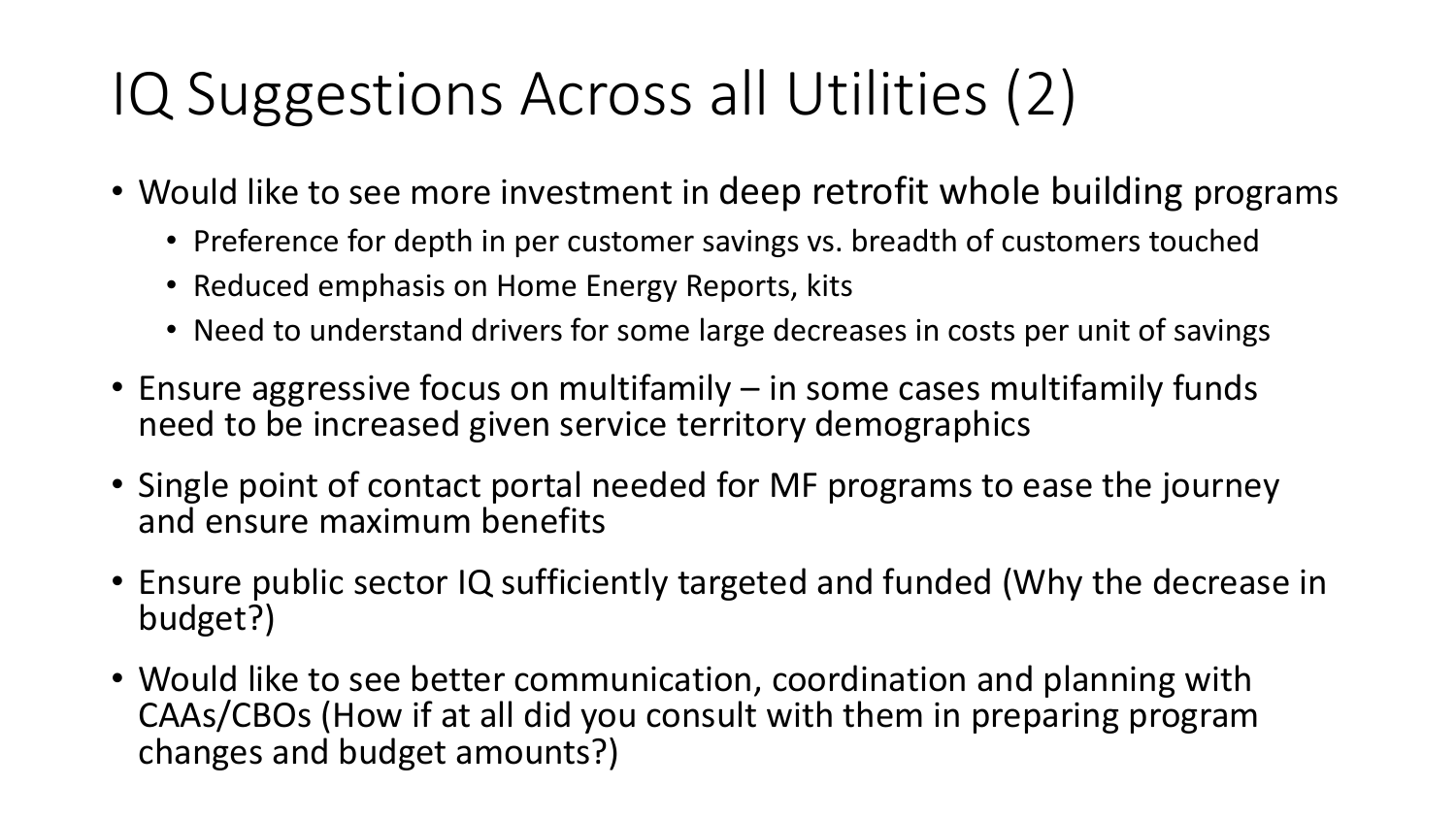# IQ Suggestions Across all Utilities (2)

- Would like to see more investment in deep retrofit whole building programs
  - Preference for depth in per customer savings vs. breadth of customers touched
  - Reduced emphasis on Home Energy Reports, kits
  - Need to understand drivers for some large decreases in costs per unit of savings
- Ensure aggressive focus on multifamily – in some cases multifamily funds need to be increased given service territory demographics
- Single point of contact portal needed for MF programs to ease the journey and ensure maximum benefits
- Ensure public sector IQ sufficiently targeted and funded (Why the decrease in budget?)
- Would like to see better communication, coordination and planning with CAAs/CBOs (How if at all did you consult with them in preparing program changes and budget amounts?)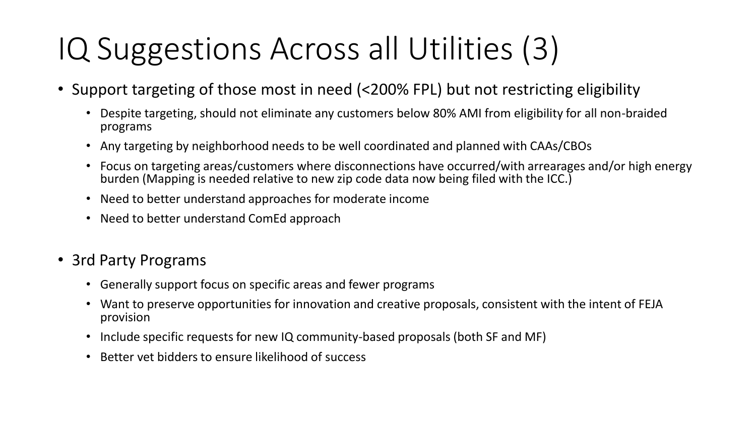# IQ Suggestions Across all Utilities (3)

- Support targeting of those most in need (<200% FPL) but not restricting eligibility
  - Despite targeting, should not eliminate any customers below 80% AMI from eligibility for all non-braided programs
  - Any targeting by neighborhood needs to be well coordinated and planned with CAAs/CBOs
  - Focus on targeting areas/customers where disconnections have occurred/with arrearages and/or high energy burden (Mapping is needed relative to new zip code data now being filed with the ICC.)
  - Need to better understand approaches for moderate income
  - Need to better understand ComEd approach

- 3rd Party Programs
  - Generally support focus on specific areas and fewer programs
  - Want to preserve opportunities for innovation and creative proposals, consistent with the intent of FEJA provision
  - Include specific requests for new IQ community-based proposals (both SF and MF)
  - Better vet bidders to ensure likelihood of success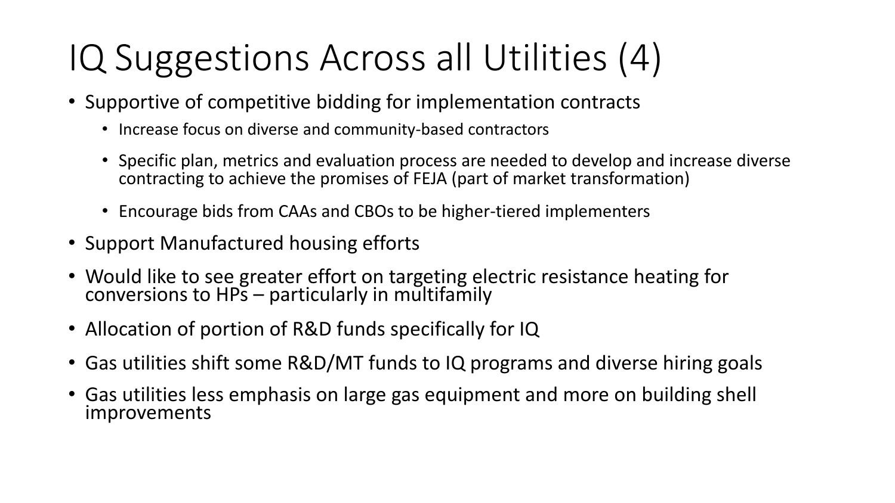# IQ Suggestions Across all Utilities (4)

- Supportive of competitive bidding for implementation contracts
  - Increase focus on diverse and community-based contractors
  - Specific plan, metrics and evaluation process are needed to develop and increase diverse contracting to achieve the promises of FEJA (part of market transformation)
  - Encourage bids from CAAs and CBOs to be higher-tiered implementers
- Support Manufactured housing efforts
- Would like to see greater effort on targeting electric resistance heating for conversions to HPs – particularly in multifamily
- Allocation of portion of R&D funds specifically for IQ
- Gas utilities shift some R&D/MT funds to IQ programs and diverse hiring goals
- Gas utilities less emphasis on large gas equipment and more on building shell improvements